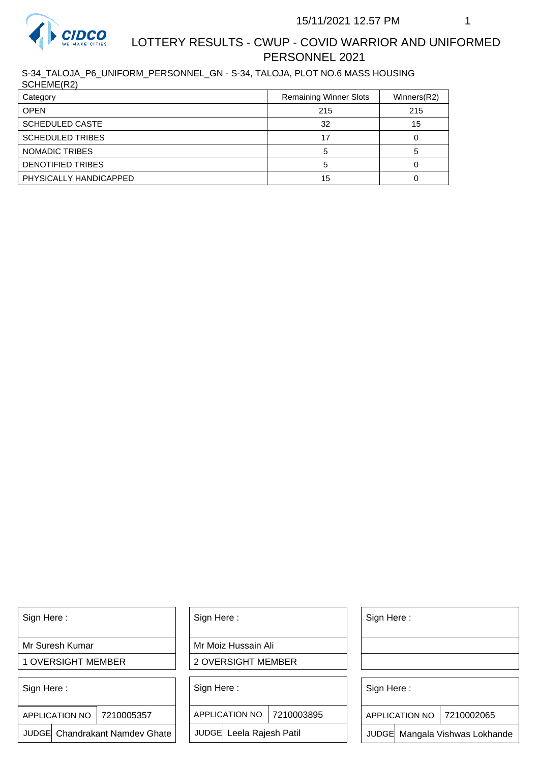# LOTTERY RESULTS - CWUP - COVID WARRIOR AND UNIFORMED PERSONNEL 2021

15/11/2021 12.57 PM

S-34_TALOJA_P6_UNIFORM_PERSONNEL_GN - S-34, TALOJA, PLOT NO.6 MASS HOUSING SCHEME(R2)

| Category | Remaining Winner Slots | Winners(R2) |
|---|---|---|
| OPEN | 215 | 215 |
| SCHEDULED CASTE | 32 | 15 |
| SCHEDULED TRIBES | 17 | 0 |
| NOMADIC TRIBES | 5 | 5 |
| DENOTIFIED TRIBES | 5 | 0 |
| PHYSICALLY HANDICAPPED | 15 | 0 |

| Sign Here : | Sign Here : | Sign Here : |
|---|---|---|
| Mr Suresh Kumar | Mr Moiz Hussain Ali | |
| 1 OVERSIGHT MEMBER | 2 OVERSIGHT MEMBER | |

| Sign Here : | | Sign Here : | | Sign Here : | |
|---|---|---|---|---|---|
| APPLICATION NO | 7210005357 | APPLICATION NO | 7210003895 | APPLICATION NO | 7210002065 |
| JUDGE | Chandrakant Namdev Ghate | JUDGE | Leela Rajesh Patil | JUDGE | Mangala Vishwas Lokhande |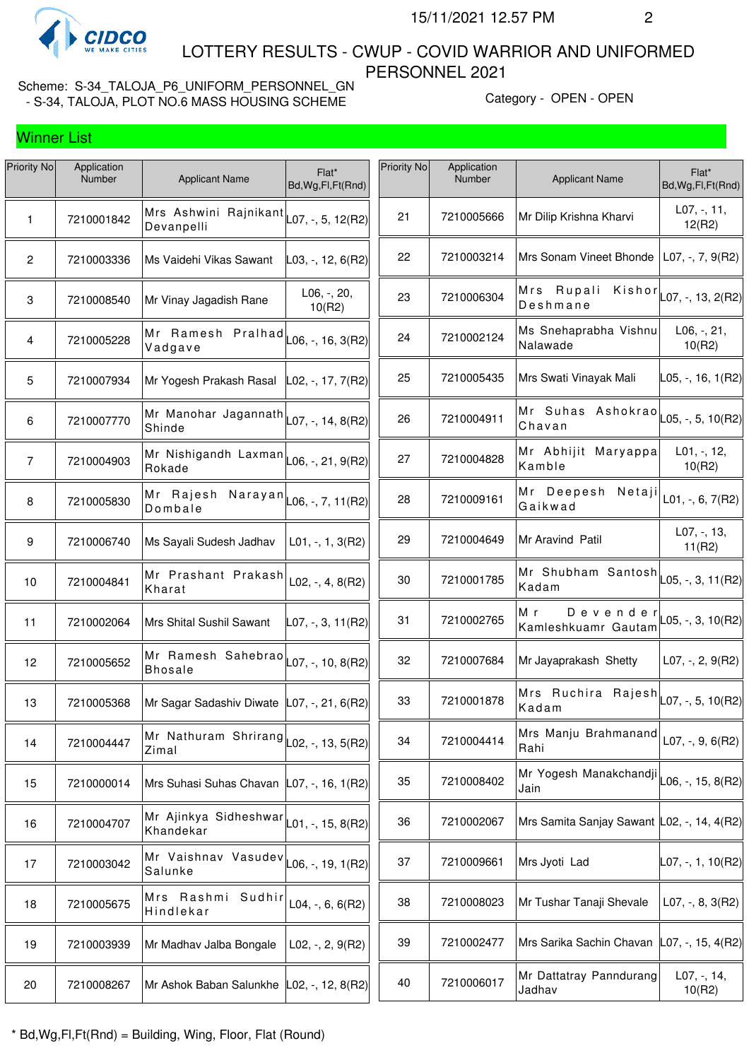# LOTTERY RESULTS - CWUP - COVID WARRIOR AND UNIFORMED PERSONNEL 2021

Scheme: S-34_TALOJA_P6_UNIFORM_PERSONNEL_GN - S-34, TALOJA, PLOT NO.6 MASS HOUSING SCHEME

Category - OPEN - OPEN

## Winner List

| Priority No | Application Number | Applicant Name | Flat* Bd,Wg,Fl,Ft(Rnd) |
|---|---|---|---|
| 1 | 7210001842 | Mrs Ashwini Rajnikant Devanpelli | L07, -, 5, 12(R2) |
| 2 | 7210003336 | Ms Vaidehi Vikas Sawant | L03, -, 12, 6(R2) |
| 3 | 7210008540 | Mr Vinay Jagadish Rane | L06, -, 20, 10(R2) |
| 4 | 7210005228 | Mr Ramesh Pralhad Vadgave | L06, -, 16, 3(R2) |
| 5 | 7210007934 | Mr Yogesh Prakash Rasal | L02, -, 17, 7(R2) |
| 6 | 7210007770 | Mr Manohar Jagannath Shinde | L07, -, 14, 8(R2) |
| 7 | 7210004903 | Mr Nishigandh Laxman Rokade | L06, -, 21, 9(R2) |
| 8 | 7210005830 | Mr Rajesh Narayan Dombale | L06, -, 7, 11(R2) |
| 9 | 7210006740 | Ms Sayali Sudesh Jadhav | L01, -, 1, 3(R2) |
| 10 | 7210004841 | Mr Prashant Prakash Kharat | L02, -, 4, 8(R2) |
| 11 | 7210002064 | Mrs Shital Sushil Sawant | L07, -, 3, 11(R2) |
| 12 | 7210005652 | Mr Ramesh Sahebrao Bhosale | L07, -, 10, 8(R2) |
| 13 | 7210005368 | Mr Sagar Sadashiv Diwate | L07, -, 21, 6(R2) |
| 14 | 7210004447 | Mr Nathuram Shrirang Zimal | L02, -, 13, 5(R2) |
| 15 | 7210000014 | Mrs Suhasi Suhas Chavan | L07, -, 16, 1(R2) |
| 16 | 7210004707 | Mr Ajinkya Sidheshwar Khandekar | L01, -, 15, 8(R2) |
| 17 | 7210003042 | Mr Vaishnav Vasudev Salunke | L06, -, 19, 1(R2) |
| 18 | 7210005675 | Mrs Rashmi Sudhir Hindlekar | L04, -, 6, 6(R2) |
| 19 | 7210003939 | Mr Madhav Jalba Bongale | L02, -, 2, 9(R2) |
| 20 | 7210008267 | Mr Ashok Baban Salunkhe | L02, -, 12, 8(R2) |
| 21 | 7210005666 | Mr Dilip Krishna Kharvi | L07, -, 11, 12(R2) |
| 22 | 7210003214 | Mrs Sonam Vineet Bhonde | L07, -, 7, 9(R2) |
| 23 | 7210006304 | Mrs Rupali Kishor Deshmane | L07, -, 13, 2(R2) |
| 24 | 7210002124 | Ms Snehaprabha Vishnu Nalawade | L06, -, 21, 10(R2) |
| 25 | 7210005435 | Mrs Swati Vinayak Mali | L05, -, 16, 1(R2) |
| 26 | 7210004911 | Mr Suhas Ashokrao Chavan | L05, -, 5, 10(R2) |
| 27 | 7210004828 | Mr Abhijit Maryappa Kamble | L01, -, 12, 10(R2) |
| 28 | 7210009161 | Mr Deepesh Netaji Gaikwad | L01, -, 6, 7(R2) |
| 29 | 7210004649 | Mr Aravind Patil | L07, -, 13, 11(R2) |
| 30 | 7210001785 | Mr Shubham Santosh Kadam | L05, -, 3, 11(R2) |
| 31 | 7210002765 | Mr Devender Kamleshkuamr Gautam | L05, -, 3, 10(R2) |
| 32 | 7210007684 | Mr Jayaprakash Shetty | L07, -, 2, 9(R2) |
| 33 | 7210001878 | Mrs Ruchira Rajesh Kadam | L07, -, 5, 10(R2) |
| 34 | 7210004414 | Mrs Manju Brahmanand Rahi | L07, -, 9, 6(R2) |
| 35 | 7210008402 | Mr Yogesh Manakchandji Jain | L06, -, 15, 8(R2) |
| 36 | 7210002067 | Mrs Samita Sanjay Sawant | L02, -, 14, 4(R2) |
| 37 | 7210009661 | Mrs Jyoti Lad | L07, -, 1, 10(R2) |
| 38 | 7210008023 | Mr Tushar Tanaji Shevale | L07, -, 8, 3(R2) |
| 39 | 7210002477 | Mrs Sarika Sachin Chavan | L07, -, 15, 4(R2) |
| 40 | 7210006017 | Mr Dattatray Panndurang Jadhav | L07, -, 14, 10(R2) |

* Bd,Wg,Fl,Ft(Rnd) = Building, Wing, Floor, Flat (Round)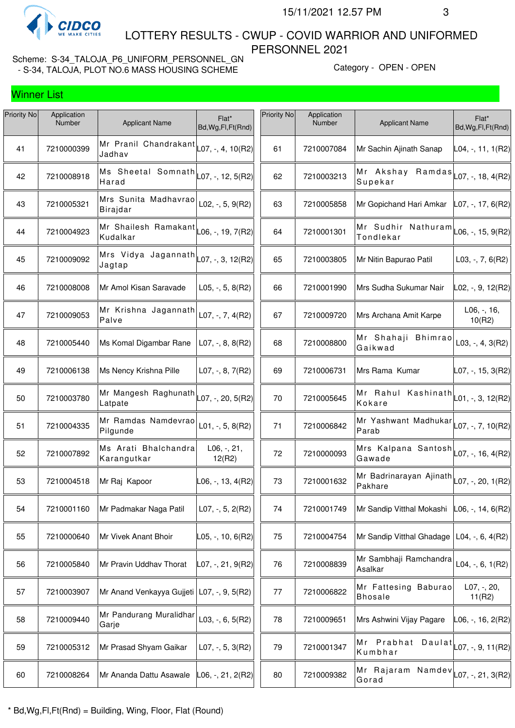# LOTTERY RESULTS - CWUP - COVID WARRIOR AND UNIFORMED PERSONNEL 2021

Scheme: S-34_TALOJA_P6_UNIFORM_PERSONNEL_GN - S-34, TALOJA, PLOT NO.6 MASS HOUSING SCHEME

Category - OPEN - OPEN

## Winner List

| Priority No | Application Number | Applicant Name | Flat* Bd,Wg,Fl,Ft(Rnd) |
|---|---|---|---|
| 41 | 7210000399 | Mr Pranil Chandrakant Jadhav | L07, -, 4, 10(R2) |
| 42 | 7210008918 | Ms Sheetal Somnath Harad | L07, -, 12, 5(R2) |
| 43 | 7210005321 | Mrs Sunita Madhavrao Birajdar | L02, -, 5, 9(R2) |
| 44 | 7210004923 | Mr Shailesh Ramakant Kudalkar | L06, -, 19, 7(R2) |
| 45 | 7210009092 | Mrs Vidya Jagannath Jagtap | L07, -, 3, 12(R2) |
| 46 | 7210008008 | Mr Amol Kisan Saravade | L05, -, 5, 8(R2) |
| 47 | 7210009053 | Mr Krishna Jagannath Palve | L07, -, 7, 4(R2) |
| 48 | 7210005440 | Ms Komal Digambar Rane | L07, -, 8, 8(R2) |
| 49 | 7210006138 | Ms Nency Krishna Pille | L07, -, 8, 7(R2) |
| 50 | 7210003780 | Mr Mangesh Raghunath Latpate | L07, -, 20, 5(R2) |
| 51 | 7210004335 | Mr Ramdas Namdevrao Pilgunde | L01, -, 5, 8(R2) |
| 52 | 7210007892 | Ms Arati Bhalchandra Karangutkar | L06, -, 21, 12(R2) |
| 53 | 7210004518 | Mr Raj Kapoor | L06, -, 13, 4(R2) |
| 54 | 7210001160 | Mr Padmakar Naga Patil | L07, -, 5, 2(R2) |
| 55 | 7210000640 | Mr Vivek Anant Bhoir | L05, -, 10, 6(R2) |
| 56 | 7210005840 | Mr Pravin Uddhav Thorat | L07, -, 21, 9(R2) |
| 57 | 7210003907 | Mr Anand Venkayya Gujjeti | L07, -, 9, 5(R2) |
| 58 | 7210009440 | Mr Pandurang Muralidhar Garje | L03, -, 6, 5(R2) |
| 59 | 7210005312 | Mr Prasad Shyam Gaikar | L07, -, 5, 3(R2) |
| 60 | 7210008264 | Mr Ananda Dattu Asawale | L06, -, 21, 2(R2) |
| 61 | 7210007084 | Mr Sachin Ajinath Sanap | L04, -, 11, 1(R2) |
| 62 | 7210003213 | Mr Akshay Ramdas Supekar | L07, -, 18, 4(R2) |
| 63 | 7210005858 | Mr Gopichand Hari Amkar | L07, -, 17, 6(R2) |
| 64 | 7210001301 | Mr Sudhir Nathuram Tondlekar | L06, -, 15, 9(R2) |
| 65 | 7210003805 | Mr Nitin Bapurao Patil | L03, -, 7, 6(R2) |
| 66 | 7210001990 | Mrs Sudha Sukumar Nair | L02, -, 9, 12(R2) |
| 67 | 7210009720 | Mrs Archana Amit Karpe | L06, -, 16, 10(R2) |
| 68 | 7210008800 | Mr Shahaji Bhimrao Gaikwad | L03, -, 4, 3(R2) |
| 69 | 7210006731 | Mrs Rama Kumar | L07, -, 15, 3(R2) |
| 70 | 7210005645 | Mr Rahul Kashinath Kokare | L01, -, 3, 12(R2) |
| 71 | 7210006842 | Mr Yashwant Madhukar Parab | L07, -, 7, 10(R2) |
| 72 | 7210000093 | Mrs Kalpana Santosh Gawade | L07, -, 16, 4(R2) |
| 73 | 7210001632 | Mr Badrinarayan Ajinath Pakhare | L07, -, 20, 1(R2) |
| 74 | 7210001749 | Mr Sandip Vitthal Mokashi | L06, -, 14, 6(R2) |
| 75 | 7210004754 | Mr Sandip Vitthal Ghadage | L04, -, 6, 4(R2) |
| 76 | 7210008839 | Mr Sambhaji Ramchandra Asalkar | L04, -, 6, 1(R2) |
| 77 | 7210006822 | Mr Fattesing Baburao Bhosale | L07, -, 20, 11(R2) |
| 78 | 7210009651 | Mrs Ashwini Vijay Pagare | L06, -, 16, 2(R2) |
| 79 | 7210001347 | Mr Prabhat Daulat Kumbhar | L07, -, 9, 11(R2) |
| 80 | 7210009382 | Mr Rajaram Namdev Gorad | L07, -, 21, 3(R2) |

* Bd,Wg,Fl,Ft(Rnd) = Building, Wing, Floor, Flat (Round)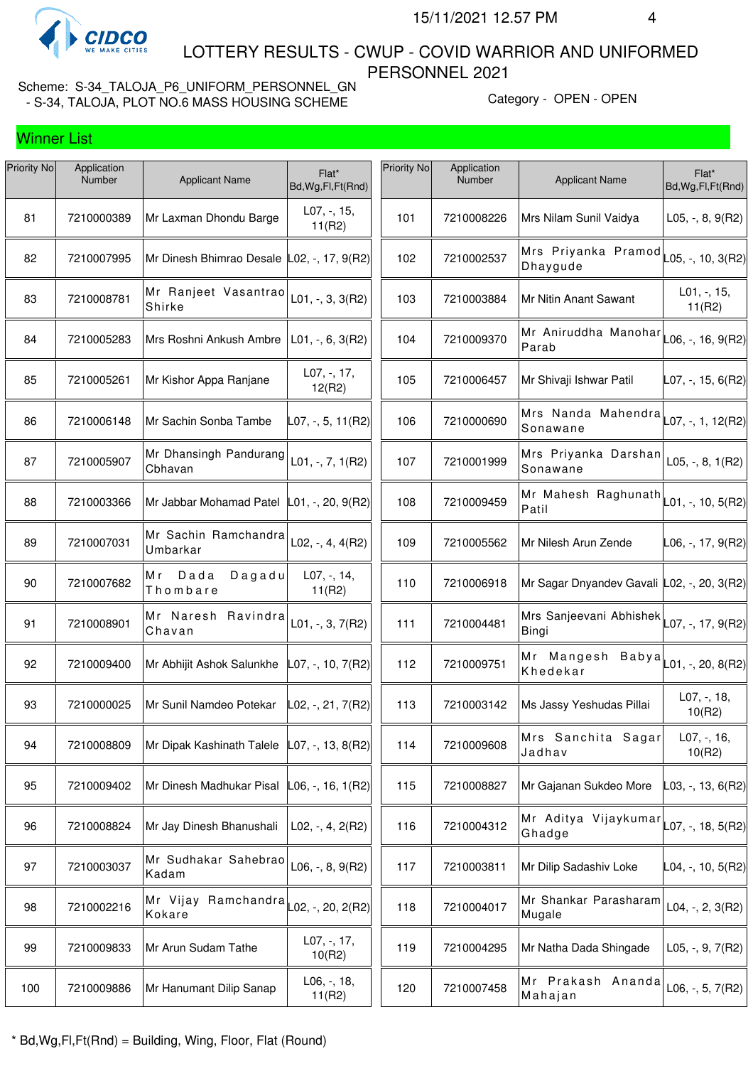# LOTTERY RESULTS - CWUP - COVID WARRIOR AND UNIFORMED PERSONNEL 2021

Scheme: S-34_TALOJA_P6_UNIFORM_PERSONNEL_GN - S-34, TALOJA, PLOT NO.6 MASS HOUSING SCHEME

Category - OPEN - OPEN

## Winner List

| Priority No | Application Number | Applicant Name | Flat* Bd,Wg,Fl,Ft(Rnd) |
|---|---|---|---|
| 81 | 7210000389 | Mr Laxman Dhondu Barge | L07, -, 15, 11(R2) |
| 82 | 7210007995 | Mr Dinesh Bhimrao Desale | L02, -, 17, 9(R2) |
| 83 | 7210008781 | Mr Ranjeet Vasantrao Shirke | L01, -, 3, 3(R2) |
| 84 | 7210005283 | Mrs Roshni Ankush Ambre | L01, -, 6, 3(R2) |
| 85 | 7210005261 | Mr Kishor Appa Ranjane | L07, -, 17, 12(R2) |
| 86 | 7210006148 | Mr Sachin Sonba Tambe | L07, -, 5, 11(R2) |
| 87 | 7210005907 | Mr Dhansingh Pandurang Cbhavan | L01, -, 7, 1(R2) |
| 88 | 7210003366 | Mr Jabbar Mohamad Patel | L01, -, 20, 9(R2) |
| 89 | 7210007031 | Mr Sachin Ramchandra Umbarkar | L02, -, 4, 4(R2) |
| 90 | 7210007682 | Mr Dada Dagadu Thombare | L07, -, 14, 11(R2) |
| 91 | 7210008901 | Mr Naresh Ravindra Chavan | L01, -, 3, 7(R2) |
| 92 | 7210009400 | Mr Abhijit Ashok Salunkhe | L07, -, 10, 7(R2) |
| 93 | 7210000025 | Mr Sunil Namdeo Potekar | L02, -, 21, 7(R2) |
| 94 | 7210008809 | Mr Dipak Kashinath Talele | L07, -, 13, 8(R2) |
| 95 | 7210009402 | Mr Dinesh Madhukar Pisal | L06, -, 16, 1(R2) |
| 96 | 7210008824 | Mr Jay Dinesh Bhanushali | L02, -, 4, 2(R2) |
| 97 | 7210003037 | Mr Sudhakar Sahebrao Kadam | L06, -, 8, 9(R2) |
| 98 | 7210002216 | Mr Vijay Ramchandra Kokare | L02, -, 20, 2(R2) |
| 99 | 7210009833 | Mr Arun Sudam Tathe | L07, -, 17, 10(R2) |
| 100 | 7210009886 | Mr Hanumant Dilip Sanap | L06, -, 18, 11(R2) |
| 101 | 7210008226 | Mrs Nilam Sunil Vaidya | L05, -, 8, 9(R2) |
| 102 | 7210002537 | Mrs Priyanka Pramod Dhaygude | L05, -, 10, 3(R2) |
| 103 | 7210003884 | Mr Nitin Anant Sawant | L01, -, 15, 11(R2) |
| 104 | 7210009370 | Mr Aniruddha Manohar Parab | L06, -, 16, 9(R2) |
| 105 | 7210006457 | Mr Shivaji Ishwar Patil | L07, -, 15, 6(R2) |
| 106 | 7210000690 | Mrs Nanda Mahendra Sonawane | L07, -, 1, 12(R2) |
| 107 | 7210001999 | Mrs Priyanka Darshan Sonawane | L05, -, 8, 1(R2) |
| 108 | 7210009459 | Mr Mahesh Raghunath Patil | L01, -, 10, 5(R2) |
| 109 | 7210005562 | Mr Nilesh Arun Zende | L06, -, 17, 9(R2) |
| 110 | 7210006918 | Mr Sagar Dnyandev Gavali | L02, -, 20, 3(R2) |
| 111 | 7210004481 | Mrs Sanjeevani Abhishek Bingi | L07, -, 17, 9(R2) |
| 112 | 7210009751 | Mr Mangesh Babya Khedekar | L01, -, 20, 8(R2) |
| 113 | 7210003142 | Ms Jassy Yeshudas Pillai | L07, -, 18, 10(R2) |
| 114 | 7210009608 | Mrs Sanchita Sagar Jadhav | L07, -, 16, 10(R2) |
| 115 | 7210008827 | Mr Gajanan Sukdeo More | L03, -, 13, 6(R2) |
| 116 | 7210004312 | Mr Aditya Vijaykumar Ghadge | L07, -, 18, 5(R2) |
| 117 | 7210003811 | Mr Dilip Sadashiv Loke | L04, -, 10, 5(R2) |
| 118 | 7210004017 | Mr Shankar Parasharam Mugale | L04, -, 2, 3(R2) |
| 119 | 7210004295 | Mr Natha Dada Shingade | L05, -, 9, 7(R2) |
| 120 | 7210007458 | Mr Prakash Ananda Mahajan | L06, -, 5, 7(R2) |

* Bd,Wg,Fl,Ft(Rnd) = Building, Wing, Floor, Flat (Round)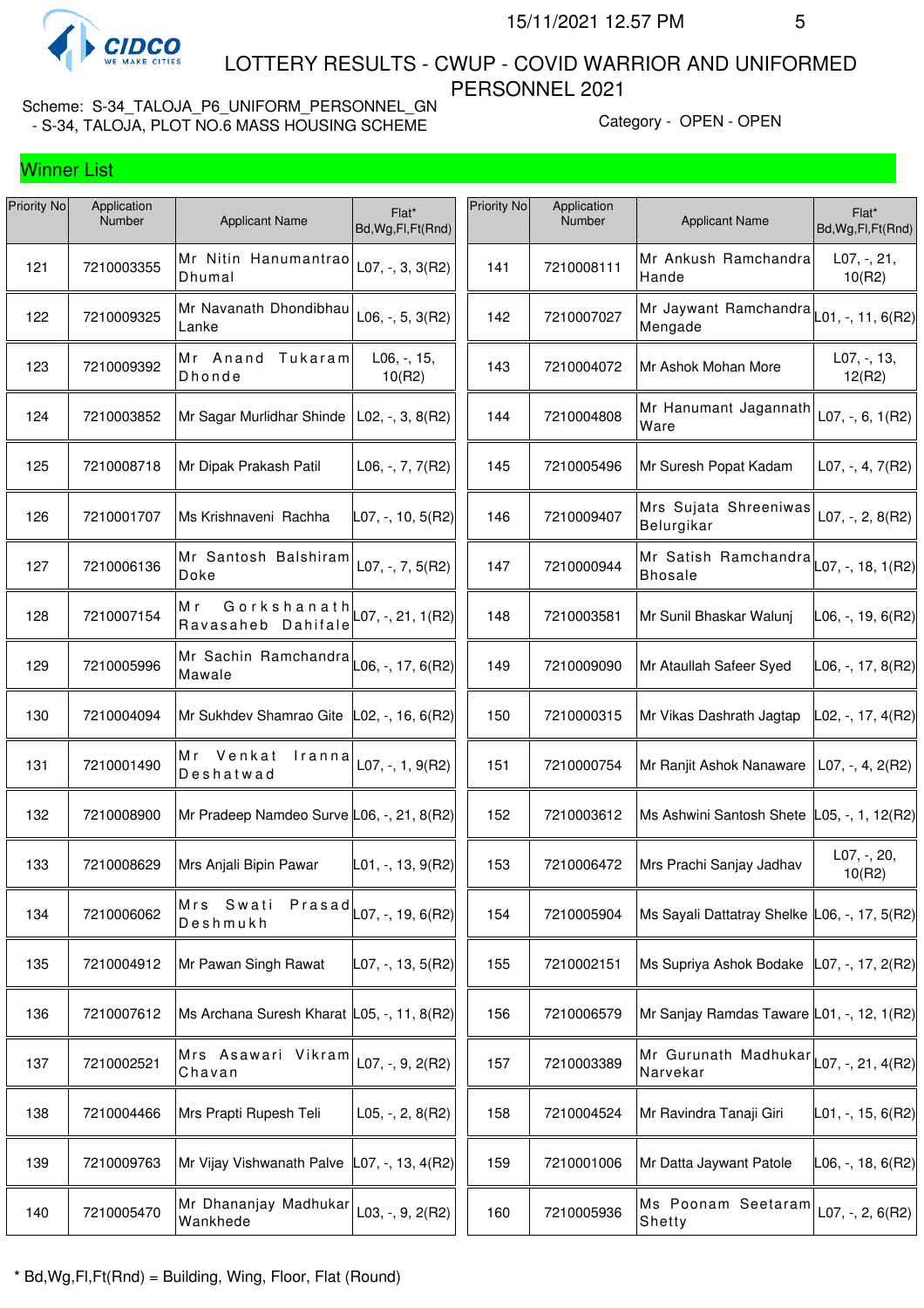# LOTTERY RESULTS - CWUP - COVID WARRIOR AND UNIFORMED PERSONNEL 2021

Scheme: S-34_TALOJA_P6_UNIFORM_PERSONNEL_GN - S-34, TALOJA, PLOT NO.6 MASS HOUSING SCHEME

Category - OPEN - OPEN

## Winner List

| Priority No | Application Number | Applicant Name | Flat* Bd,Wg,Fl,Ft(Rnd) |
|---|---|---|---|
| 121 | 7210003355 | Mr Nitin Hanumantrao Dhumal | L07, -, 3, 3(R2) |
| 122 | 7210009325 | Mr Navanath Dhondibhau Lanke | L06, -, 5, 3(R2) |
| 123 | 7210009392 | Mr Anand Tukaram Dhonde | L06, -, 15, 10(R2) |
| 124 | 7210003852 | Mr Sagar Murlidhar Shinde | L02, -, 3, 8(R2) |
| 125 | 7210008718 | Mr Dipak Prakash Patil | L06, -, 7, 7(R2) |
| 126 | 7210001707 | Ms Krishnaveni Rachha | L07, -, 10, 5(R2) |
| 127 | 7210006136 | Mr Santosh Balshiram Doke | L07, -, 7, 5(R2) |
| 128 | 7210007154 | Mr Gorkshanath Ravasaheb Dahifale | L07, -, 21, 1(R2) |
| 129 | 7210005996 | Mr Sachin Ramchandra Mawale | L06, -, 17, 6(R2) |
| 130 | 7210004094 | Mr Sukhdev Shamrao Gite | L02, -, 16, 6(R2) |
| 131 | 7210001490 | Mr Venkat Iranna Deshatwad | L07, -, 1, 9(R2) |
| 132 | 7210008900 | Mr Pradeep Namdeo Surve | L06, -, 21, 8(R2) |
| 133 | 7210008629 | Mrs Anjali Bipin Pawar | L01, -, 13, 9(R2) |
| 134 | 7210006062 | Mrs Swati Prasad Deshmukh | L07, -, 19, 6(R2) |
| 135 | 7210004912 | Mr Pawan Singh Rawat | L07, -, 13, 5(R2) |
| 136 | 7210007612 | Ms Archana Suresh Kharat | L05, -, 11, 8(R2) |
| 137 | 7210002521 | Mrs Asawari Vikram Chavan | L07, -, 9, 2(R2) |
| 138 | 7210004466 | Mrs Prapti Rupesh Teli | L05, -, 2, 8(R2) |
| 139 | 7210009763 | Mr Vijay Vishwanath Palve | L07, -, 13, 4(R2) |
| 140 | 7210005470 | Mr Dhananjay Madhukar Wankhede | L03, -, 9, 2(R2) |
| 141 | 7210008111 | Mr Ankush Ramchandra Hande | L07, -, 21, 10(R2) |
| 142 | 7210007027 | Mr Jaywant Ramchandra Mengade | L01, -, 11, 6(R2) |
| 143 | 7210004072 | Mr Ashok Mohan More | L07, -, 13, 12(R2) |
| 144 | 7210004808 | Mr Hanumant Jagannath Ware | L07, -, 6, 1(R2) |
| 145 | 7210005496 | Mr Suresh Popat Kadam | L07, -, 4, 7(R2) |
| 146 | 7210009407 | Mrs Sujata Shreeniwas Belurgikar | L07, -, 2, 8(R2) |
| 147 | 7210000944 | Mr Satish Ramchandra Bhosale | L07, -, 18, 1(R2) |
| 148 | 7210003581 | Mr Sunil Bhaskar Walunj | L06, -, 19, 6(R2) |
| 149 | 7210009090 | Mr Ataullah Safeer Syed | L06, -, 17, 8(R2) |
| 150 | 7210000315 | Mr Vikas Dashrath Jagtap | L02, -, 17, 4(R2) |
| 151 | 7210000754 | Mr Ranjit Ashok Nanaware | L07, -, 4, 2(R2) |
| 152 | 7210003612 | Ms Ashwini Santosh Shete | L05, -, 1, 12(R2) |
| 153 | 7210006472 | Mrs Prachi Sanjay Jadhav | L07, -, 20, 10(R2) |
| 154 | 7210005904 | Ms Sayali Dattatray Shelke | L06, -, 17, 5(R2) |
| 155 | 7210002151 | Ms Supriya Ashok Bodake | L07, -, 17, 2(R2) |
| 156 | 7210006579 | Mr Sanjay Ramdas Taware | L01, -, 12, 1(R2) |
| 157 | 7210003389 | Mr Gurunath Madhukar Narvekar | L07, -, 21, 4(R2) |
| 158 | 7210004524 | Mr Ravindra Tanaji Giri | L01, -, 15, 6(R2) |
| 159 | 7210001006 | Mr Datta Jaywant Patole | L06, -, 18, 6(R2) |
| 160 | 7210005936 | Ms Poonam Seetaram Shetty | L07, -, 2, 6(R2) |

* Bd,Wg,Fl,Ft(Rnd) = Building, Wing, Floor, Flat (Round)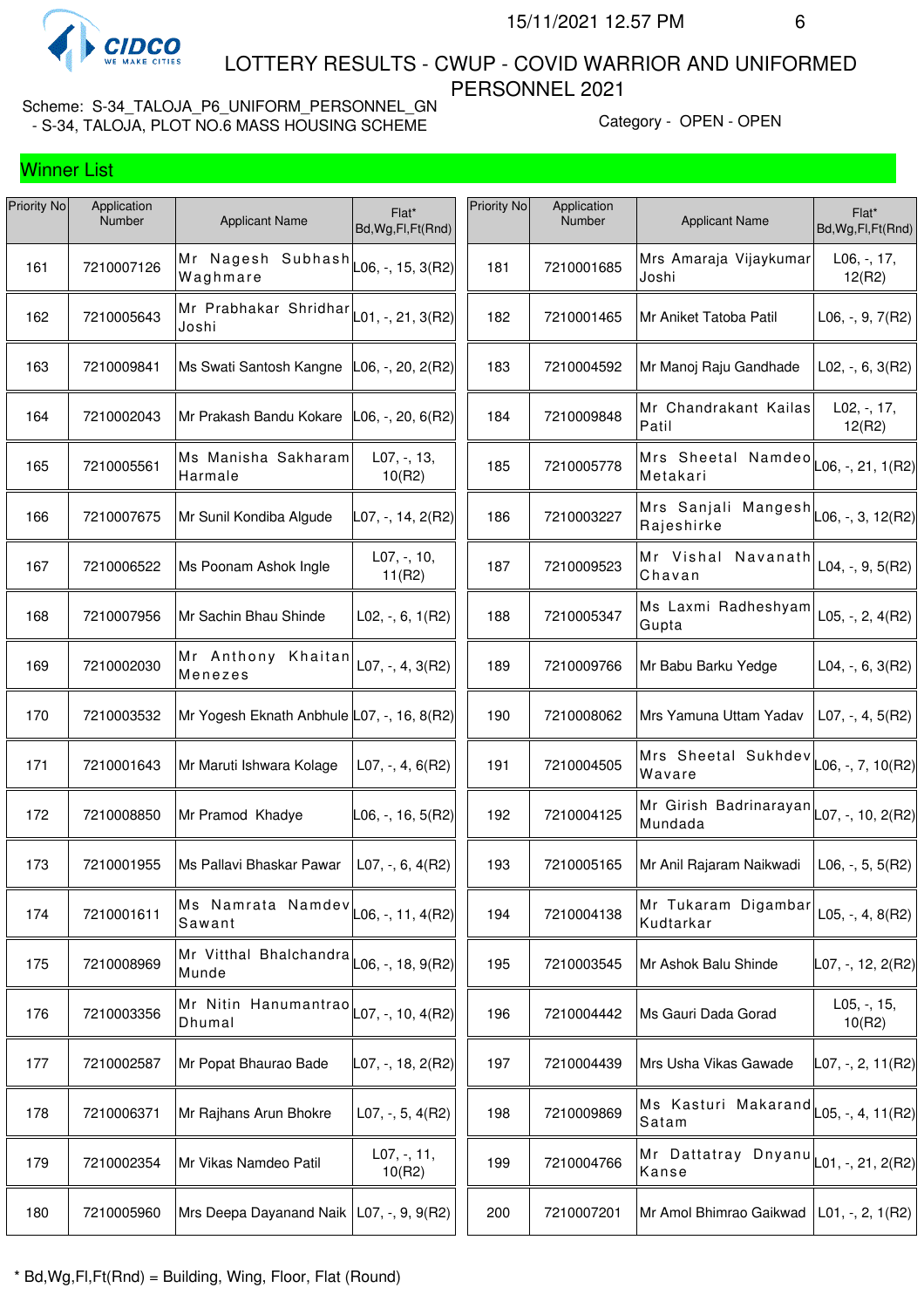# LOTTERY RESULTS - CWUP - COVID WARRIOR AND UNIFORMED PERSONNEL 2021

Scheme: S-34_TALOJA_P6_UNIFORM_PERSONNEL_GN - S-34, TALOJA, PLOT NO.6 MASS HOUSING SCHEME

Category - OPEN - OPEN

## Winner List

| Priority No | Application Number | Applicant Name | Flat* Bd,Wg,Fl,Ft(Rnd) |
|---|---|---|---|
| 161 | 7210007126 | Mr Nagesh Subhash Waghmare | L06, -, 15, 3(R2) |
| 162 | 7210005643 | Mr Prabhakar Shridhar Joshi | L01, -, 21, 3(R2) |
| 163 | 7210009841 | Ms Swati Santosh Kangne | L06, -, 20, 2(R2) |
| 164 | 7210002043 | Mr Prakash Bandu Kokare | L06, -, 20, 6(R2) |
| 165 | 7210005561 | Ms Manisha Sakharam Harmale | L07, -, 13, 10(R2) |
| 166 | 7210007675 | Mr Sunil Kondiba Algude | L07, -, 14, 2(R2) |
| 167 | 7210006522 | Ms Poonam Ashok Ingle | L07, -, 10, 11(R2) |
| 168 | 7210007956 | Mr Sachin Bhau Shinde | L02, -, 6, 1(R2) |
| 169 | 7210002030 | Mr Anthony Khaitan Menezes | L07, -, 4, 3(R2) |
| 170 | 7210003532 | Mr Yogesh Eknath Anbhule | L07, -, 16, 8(R2) |
| 171 | 7210001643 | Mr Maruti Ishwara Kolage | L07, -, 4, 6(R2) |
| 172 | 7210008850 | Mr Pramod Khadye | L06, -, 16, 5(R2) |
| 173 | 7210001955 | Ms Pallavi Bhaskar Pawar | L07, -, 6, 4(R2) |
| 174 | 7210001611 | Ms Namrata Namdev Sawant | L06, -, 11, 4(R2) |
| 175 | 7210008969 | Mr Vitthal Bhalchandra Munde | L06, -, 18, 9(R2) |
| 176 | 7210003356 | Mr Nitin Hanumantrao Dhumal | L07, -, 10, 4(R2) |
| 177 | 7210002587 | Mr Popat Bhaurao Bade | L07, -, 18, 2(R2) |
| 178 | 7210006371 | Mr Rajhans Arun Bhokre | L07, -, 5, 4(R2) |
| 179 | 7210002354 | Mr Vikas Namdeo Patil | L07, -, 11, 10(R2) |
| 180 | 7210005960 | Mrs Deepa Dayanand Naik | L07, -, 9, 9(R2) |
| 181 | 7210001685 | Mrs Amaraja Vijaykumar Joshi | L06, -, 17, 12(R2) |
| 182 | 7210001465 | Mr Aniket Tatoba Patil | L06, -, 9, 7(R2) |
| 183 | 7210004592 | Mr Manoj Raju Gandhade | L02, -, 6, 3(R2) |
| 184 | 7210009848 | Mr Chandrakant Kailas Patil | L02, -, 17, 12(R2) |
| 185 | 7210005778 | Mrs Sheetal Namdeo Metakari | L06, -, 21, 1(R2) |
| 186 | 7210003227 | Mrs Sanjali Mangesh Rajeshirke | L06, -, 3, 12(R2) |
| 187 | 7210009523 | Mr Vishal Navanath Chavan | L04, -, 9, 5(R2) |
| 188 | 7210005347 | Ms Laxmi Radheshyam Gupta | L05, -, 2, 4(R2) |
| 189 | 7210009766 | Mr Babu Barku Yedge | L04, -, 6, 3(R2) |
| 190 | 7210008062 | Mrs Yamuna Uttam Yadav | L07, -, 4, 5(R2) |
| 191 | 7210004505 | Mrs Sheetal Sukhdev Wavare | L06, -, 7, 10(R2) |
| 192 | 7210004125 | Mr Girish Badrinarayan Mundada | L07, -, 10, 2(R2) |
| 193 | 7210005165 | Mr Anil Rajaram Naikwadi | L06, -, 5, 5(R2) |
| 194 | 7210004138 | Mr Tukaram Digambar Kudtarkar | L05, -, 4, 8(R2) |
| 195 | 7210003545 | Mr Ashok Balu Shinde | L07, -, 12, 2(R2) |
| 196 | 7210004442 | Ms Gauri Dada Gorad | L05, -, 15, 10(R2) |
| 197 | 7210004439 | Mrs Usha Vikas Gawade | L07, -, 2, 11(R2) |
| 198 | 7210009869 | Ms Kasturi Makarand Satam | L05, -, 4, 11(R2) |
| 199 | 7210004766 | Mr Dattatray Dnyanu Kanse | L01, -, 21, 2(R2) |
| 200 | 7210007201 | Mr Amol Bhimrao Gaikwad | L01, -, 2, 1(R2) |

* Bd,Wg,Fl,Ft(Rnd) = Building, Wing, Floor, Flat (Round)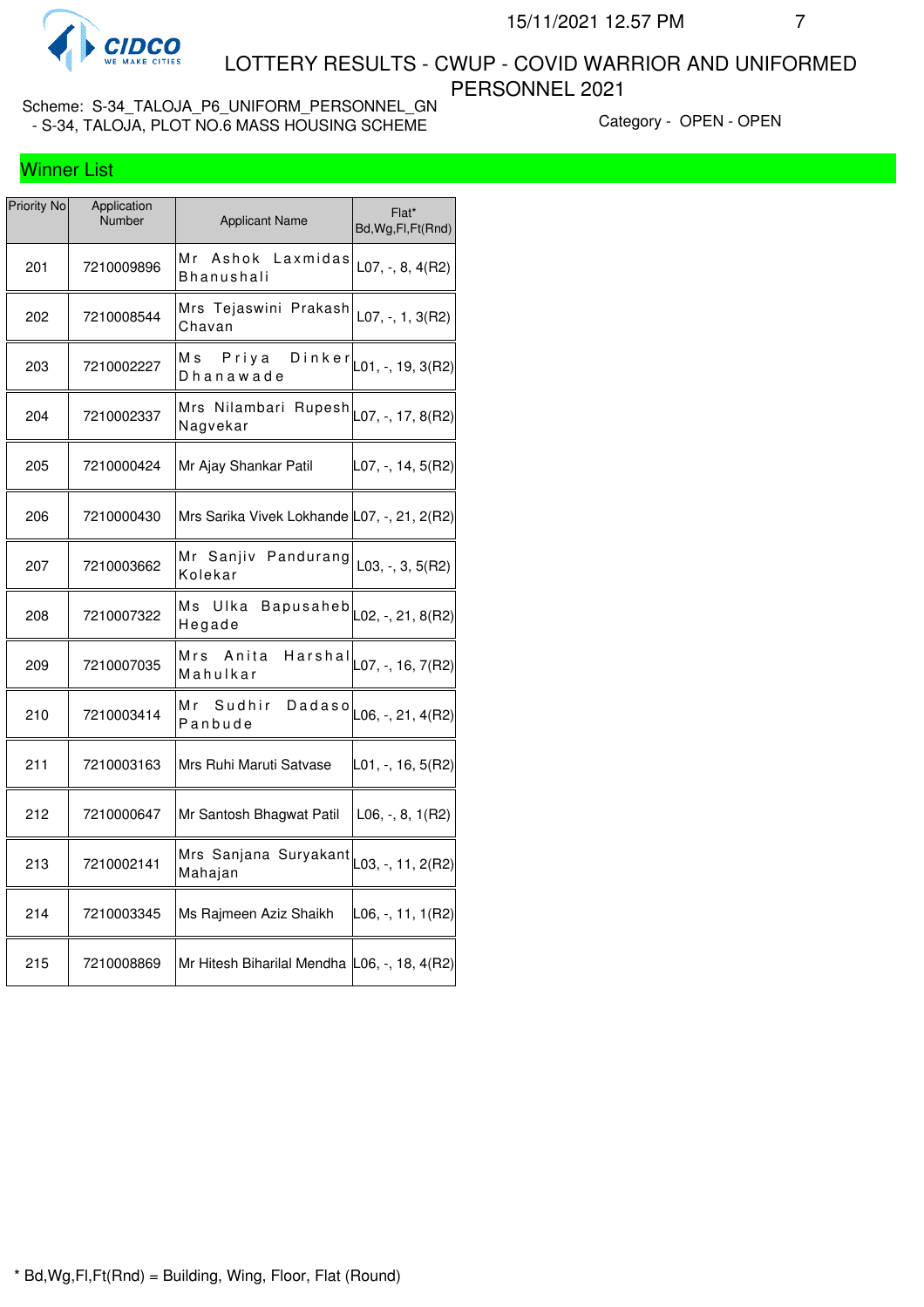# LOTTERY RESULTS - CWUP - COVID WARRIOR AND UNIFORMED PERSONNEL 2021

Scheme: S-34_TALOJA_P6_UNIFORM_PERSONNEL_GN - S-34, TALOJA, PLOT NO.6 MASS HOUSING SCHEME

Category - OPEN - OPEN

## Winner List

| Priority No | Application Number | Applicant Name | Flat* Bd,Wg,Fl,Ft(Rnd) |
|---|---|---|---|
| 201 | 7210009896 | Mr Ashok Laxmidas Bhanushali | L07, -, 8, 4(R2) |
| 202 | 7210008544 | Mrs Tejaswini Prakash Chavan | L07, -, 1, 3(R2) |
| 203 | 7210002227 | Ms Priya Dinker Dhanawade | L01, -, 19, 3(R2) |
| 204 | 7210002337 | Mrs Nilambari Rupesh Nagvekar | L07, -, 17, 8(R2) |
| 205 | 7210000424 | Mr Ajay Shankar Patil | L07, -, 14, 5(R2) |
| 206 | 7210000430 | Mrs Sarika Vivek Lokhande | L07, -, 21, 2(R2) |
| 207 | 7210003662 | Mr Sanjiv Pandurang Kolekar | L03, -, 3, 5(R2) |
| 208 | 7210007322 | Ms Ulka Bapusaheb Hegade | L02, -, 21, 8(R2) |
| 209 | 7210007035 | Mrs Anita Harshal Mahulkar | L07, -, 16, 7(R2) |
| 210 | 7210003414 | Mr Sudhir Dadaso Panbude | L06, -, 21, 4(R2) |
| 211 | 7210003163 | Mrs Ruhi Maruti Satvase | L01, -, 16, 5(R2) |
| 212 | 7210000647 | Mr Santosh Bhagwat Patil | L06, -, 8, 1(R2) |
| 213 | 7210002141 | Mrs Sanjana Suryakant Mahajan | L03, -, 11, 2(R2) |
| 214 | 7210003345 | Ms Rajmeen Aziz Shaikh | L06, -, 11, 1(R2) |
| 215 | 7210008869 | Mr Hitesh Biharilal Mendha | L06, -, 18, 4(R2) |

* Bd,Wg,Fl,Ft(Rnd) = Building, Wing, Floor, Flat (Round)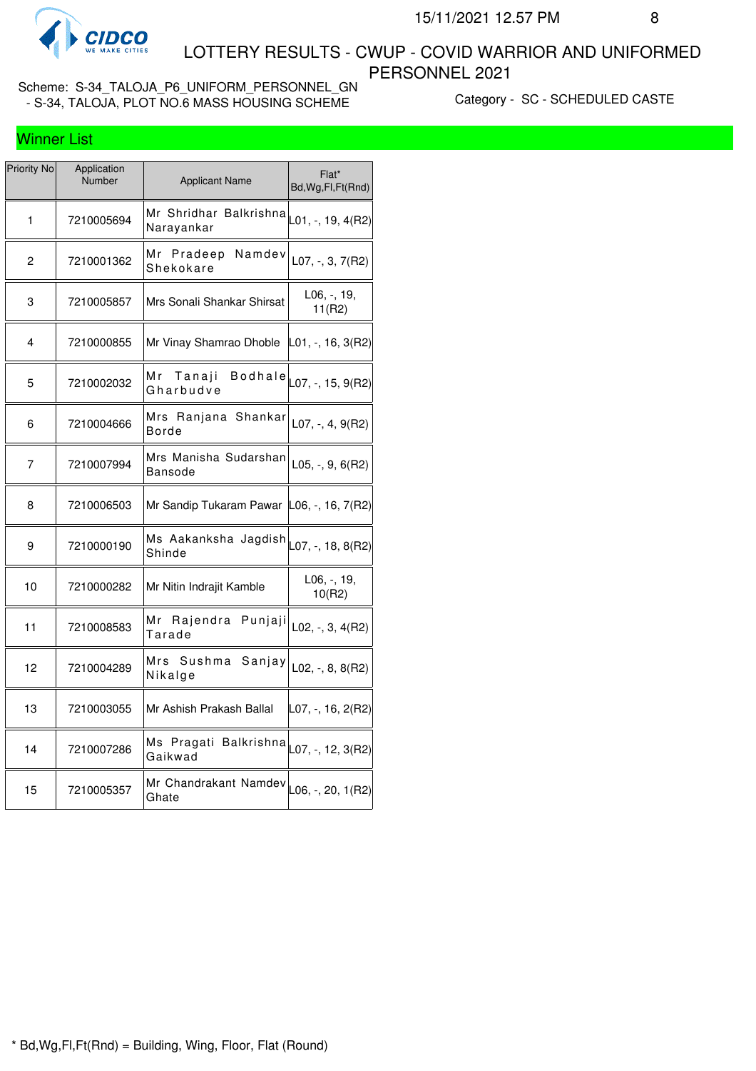# LOTTERY RESULTS - CWUP - COVID WARRIOR AND UNIFORMED PERSONNEL 2021

Scheme: S-34_TALOJA_P6_UNIFORM_PERSONNEL_GN - S-34, TALOJA, PLOT NO.6 MASS HOUSING SCHEME

Category - SC - SCHEDULED CASTE

## Winner List

| Priority No | Application Number | Applicant Name | Flat* Bd,Wg,Fl,Ft(Rnd) |
|---|---|---|---|
| 1 | 7210005694 | Mr Shridhar Balkrishna Narayankar | L01, -, 19, 4(R2) |
| 2 | 7210001362 | Mr Pradeep Namdev Shekokare | L07, -, 3, 7(R2) |
| 3 | 7210005857 | Mrs Sonali Shankar Shirsat | L06, -, 19, 11(R2) |
| 4 | 7210000855 | Mr Vinay Shamrao Dhoble | L01, -, 16, 3(R2) |
| 5 | 7210002032 | Mr Tanaji Bodhale Gharbudve | L07, -, 15, 9(R2) |
| 6 | 7210004666 | Mrs Ranjana Shankar Borde | L07, -, 4, 9(R2) |
| 7 | 7210007994 | Mrs Manisha Sudarshan Bansode | L05, -, 9, 6(R2) |
| 8 | 7210006503 | Mr Sandip Tukaram Pawar | L06, -, 16, 7(R2) |
| 9 | 7210000190 | Ms Aakanksha Jagdish Shinde | L07, -, 18, 8(R2) |
| 10 | 7210000282 | Mr Nitin Indrajit Kamble | L06, -, 19, 10(R2) |
| 11 | 7210008583 | Mr Rajendra Punjaji Tarade | L02, -, 3, 4(R2) |
| 12 | 7210004289 | Mrs Sushma Sanjay Nikalge | L02, -, 8, 8(R2) |
| 13 | 7210003055 | Mr Ashish Prakash Ballal | L07, -, 16, 2(R2) |
| 14 | 7210007286 | Ms Pragati Balkrishna Gaikwad | L07, -, 12, 3(R2) |
| 15 | 7210005357 | Mr Chandrakant Namdev Ghate | L06, -, 20, 1(R2) |

* Bd,Wg,Fl,Ft(Rnd) = Building, Wing, Floor, Flat (Round)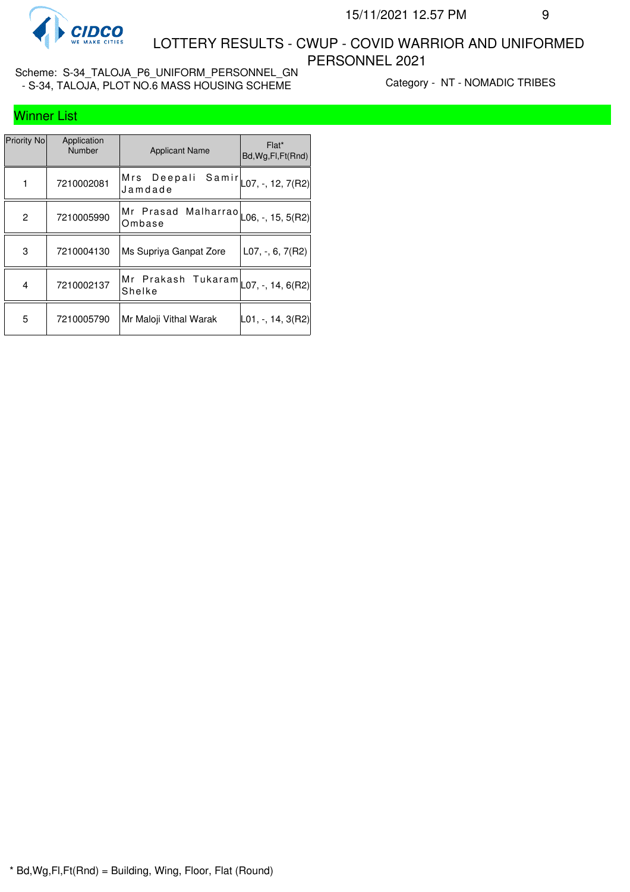# LOTTERY RESULTS - CWUP - COVID WARRIOR AND UNIFORMED PERSONNEL 2021

Scheme: S-34_TALOJA_P6_UNIFORM_PERSONNEL_GN
- S-34, TALOJA, PLOT NO.6 MASS HOUSING SCHEME

Category - NT - NOMADIC TRIBES

## Winner List

| Priority No | Application Number | Applicant Name | Flat* Bd,Wg,Fl,Ft(Rnd) |
|---|---|---|---|
| 1 | 7210002081 | Mrs Deepali Samir Jamdade | L07, -, 12, 7(R2) |
| 2 | 7210005990 | Mr Prasad Malharrao Ombase | L06, -, 15, 5(R2) |
| 3 | 7210004130 | Ms Supriya Ganpat Zore | L07, -, 6, 7(R2) |
| 4 | 7210002137 | Mr Prakash Tukaram Shelke | L07, -, 14, 6(R2) |
| 5 | 7210005790 | Mr Maloji Vithal Warak | L01, -, 14, 3(R2) |

* Bd,Wg,Fl,Ft(Rnd) = Building, Wing, Floor, Flat (Round)